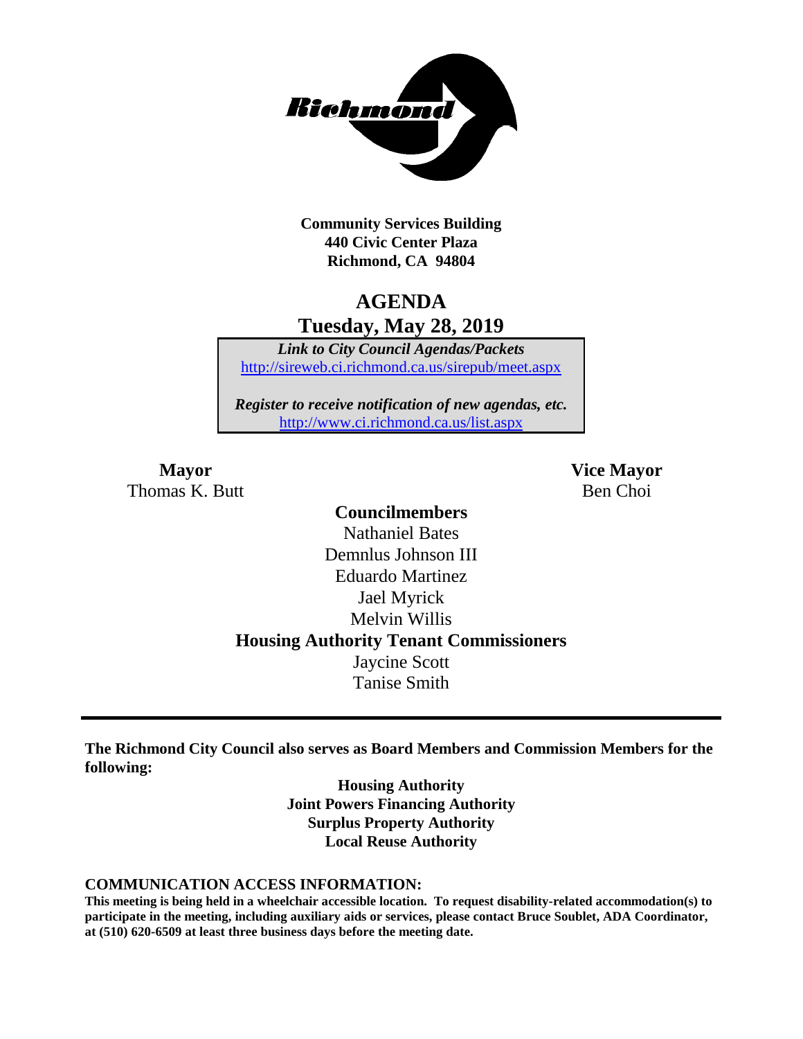**Community Services Building**
**440 Civic Center Plaza**
**Richmond, CA 94804**

# AGENDA
## Tuesday, May 28, 2019

***Link to City Council Agendas/Packets***
http://sireweb.ci.richmond.ca.us/sirepub/meet.aspx

***Register to receive notification of new agendas, etc.***
http://www.ci.richmond.ca.us/list.aspx

**Mayor**
Thomas K. Butt

**Vice Mayor**
Ben Choi

**Councilmembers**
Nathaniel Bates
Demnlus Johnson III
Eduardo Martinez
Jael Myrick
Melvin Willis

**Housing Authority Tenant Commissioners**
Jaycine Scott
Tanise Smith

---

**The Richmond City Council also serves as Board Members and Commission Members for the following:**

**Housing Authority**
**Joint Powers Financing Authority**
**Surplus Property Authority**
**Local Reuse Authority**

**COMMUNICATION ACCESS INFORMATION:**
**This meeting is being held in a wheelchair accessible location. To request disability-related accommodation(s) to participate in the meeting, including auxiliary aids or services, please contact Bruce Soublet, ADA Coordinator, at (510) 620-6509 at least three business days before the meeting date.**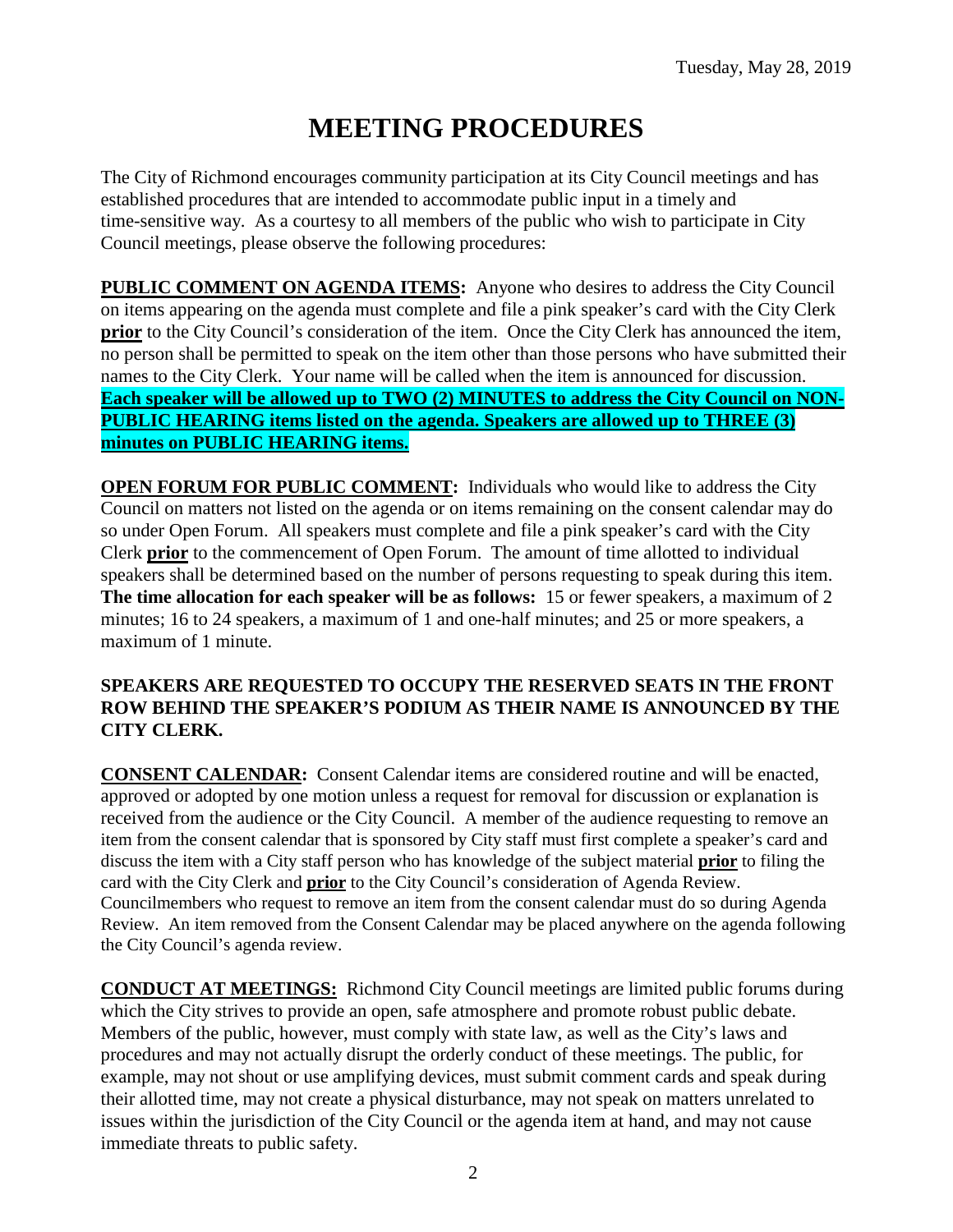Tuesday, May 28, 2019

# MEETING PROCEDURES

The City of Richmond encourages community participation at its City Council meetings and has established procedures that are intended to accommodate public input in a timely and time-sensitive way. As a courtesy to all members of the public who wish to participate in City Council meetings, please observe the following procedures:

**PUBLIC COMMENT ON AGENDA ITEMS:** Anyone who desires to address the City Council on items appearing on the agenda must complete and file a pink speaker's card with the City Clerk **prior** to the City Council's consideration of the item. Once the City Clerk has announced the item, no person shall be permitted to speak on the item other than those persons who have submitted their names to the City Clerk. Your name will be called when the item is announced for discussion. **Each speaker will be allowed up to TWO (2) MINUTES to address the City Council on NON-PUBLIC HEARING items listed on the agenda. Speakers are allowed up to THREE (3) minutes on PUBLIC HEARING items.**

**OPEN FORUM FOR PUBLIC COMMENT:** Individuals who would like to address the City Council on matters not listed on the agenda or on items remaining on the consent calendar may do so under Open Forum. All speakers must complete and file a pink speaker's card with the City Clerk **prior** to the commencement of Open Forum. The amount of time allotted to individual speakers shall be determined based on the number of persons requesting to speak during this item. **The time allocation for each speaker will be as follows:** 15 or fewer speakers, a maximum of 2 minutes; 16 to 24 speakers, a maximum of 1 and one-half minutes; and 25 or more speakers, a maximum of 1 minute.

**SPEAKERS ARE REQUESTED TO OCCUPY THE RESERVED SEATS IN THE FRONT ROW BEHIND THE SPEAKER'S PODIUM AS THEIR NAME IS ANNOUNCED BY THE CITY CLERK.**

**CONSENT CALENDAR:** Consent Calendar items are considered routine and will be enacted, approved or adopted by one motion unless a request for removal for discussion or explanation is received from the audience or the City Council. A member of the audience requesting to remove an item from the consent calendar that is sponsored by City staff must first complete a speaker's card and discuss the item with a City staff person who has knowledge of the subject material **prior** to filing the card with the City Clerk and **prior** to the City Council's consideration of Agenda Review. Councilmembers who request to remove an item from the consent calendar must do so during Agenda Review. An item removed from the Consent Calendar may be placed anywhere on the agenda following the City Council's agenda review.

**CONDUCT AT MEETINGS:** Richmond City Council meetings are limited public forums during which the City strives to provide an open, safe atmosphere and promote robust public debate. Members of the public, however, must comply with state law, as well as the City's laws and procedures and may not actually disrupt the orderly conduct of these meetings. The public, for example, may not shout or use amplifying devices, must submit comment cards and speak during their allotted time, may not create a physical disturbance, may not speak on matters unrelated to issues within the jurisdiction of the City Council or the agenda item at hand, and may not cause immediate threats to public safety.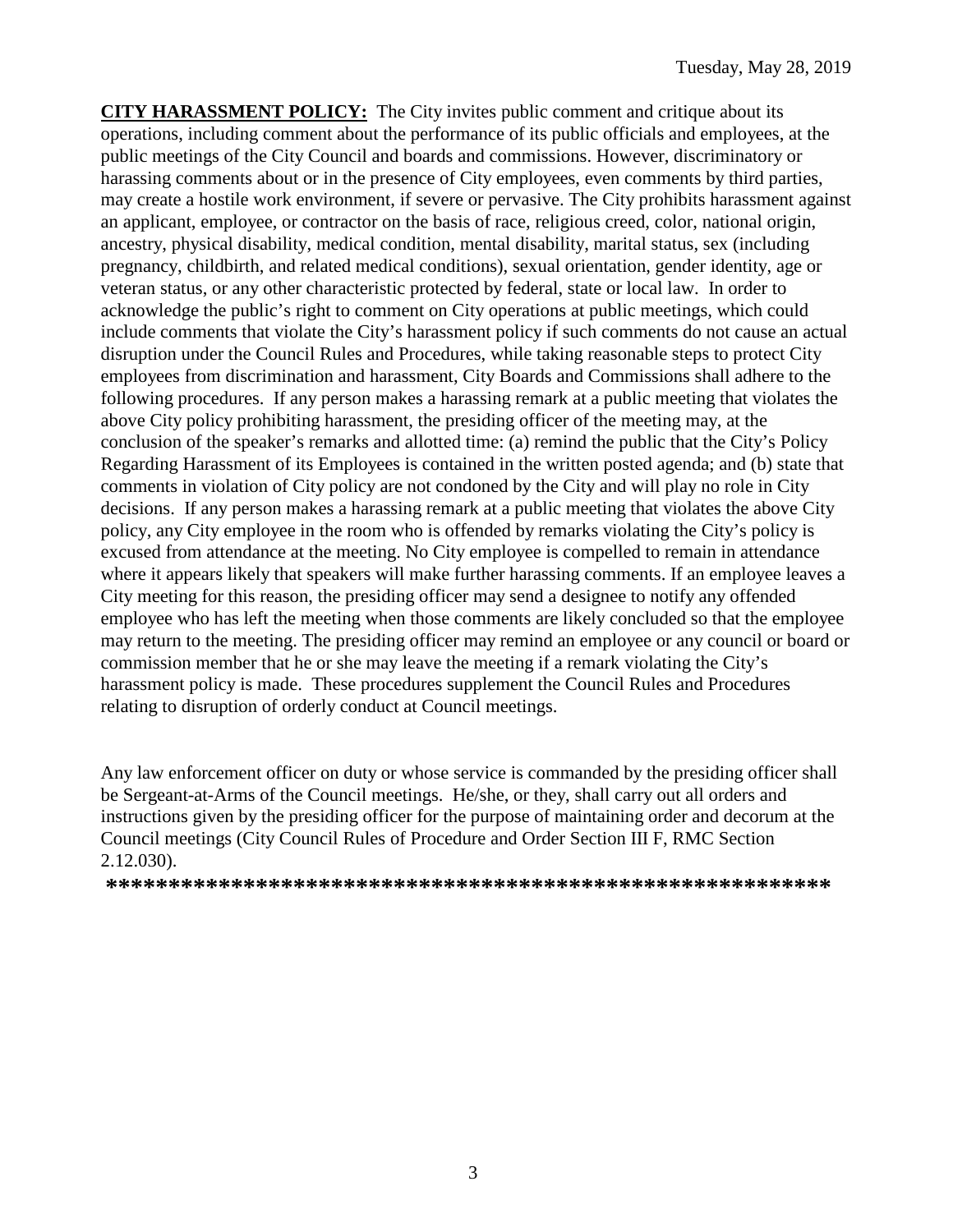**CITY HARASSMENT POLICY:** The City invites public comment and critique about its operations, including comment about the performance of its public officials and employees, at the public meetings of the City Council and boards and commissions. However, discriminatory or harassing comments about or in the presence of City employees, even comments by third parties, may create a hostile work environment, if severe or pervasive. The City prohibits harassment against an applicant, employee, or contractor on the basis of race, religious creed, color, national origin, ancestry, physical disability, medical condition, mental disability, marital status, sex (including pregnancy, childbirth, and related medical conditions), sexual orientation, gender identity, age or veteran status, or any other characteristic protected by federal, state or local law. In order to acknowledge the public's right to comment on City operations at public meetings, which could include comments that violate the City's harassment policy if such comments do not cause an actual disruption under the Council Rules and Procedures, while taking reasonable steps to protect City employees from discrimination and harassment, City Boards and Commissions shall adhere to the following procedures. If any person makes a harassing remark at a public meeting that violates the above City policy prohibiting harassment, the presiding officer of the meeting may, at the conclusion of the speaker's remarks and allotted time: (a) remind the public that the City's Policy Regarding Harassment of its Employees is contained in the written posted agenda; and (b) state that comments in violation of City policy are not condoned by the City and will play no role in City decisions. If any person makes a harassing remark at a public meeting that violates the above City policy, any City employee in the room who is offended by remarks violating the City's policy is excused from attendance at the meeting. No City employee is compelled to remain in attendance where it appears likely that speakers will make further harassing comments. If an employee leaves a City meeting for this reason, the presiding officer may send a designee to notify any offended employee who has left the meeting when those comments are likely concluded so that the employee may return to the meeting. The presiding officer may remind an employee or any council or board or commission member that he or she may leave the meeting if a remark violating the City's harassment policy is made. These procedures supplement the Council Rules and Procedures relating to disruption of orderly conduct at Council meetings.

Any law enforcement officer on duty or whose service is commanded by the presiding officer shall be Sergeant-at-Arms of the Council meetings. He/she, or they, shall carry out all orders and instructions given by the presiding officer for the purpose of maintaining order and decorum at the Council meetings (City Council Rules of Procedure and Order Section III F, RMC Section 2.12.030).

**********************************************************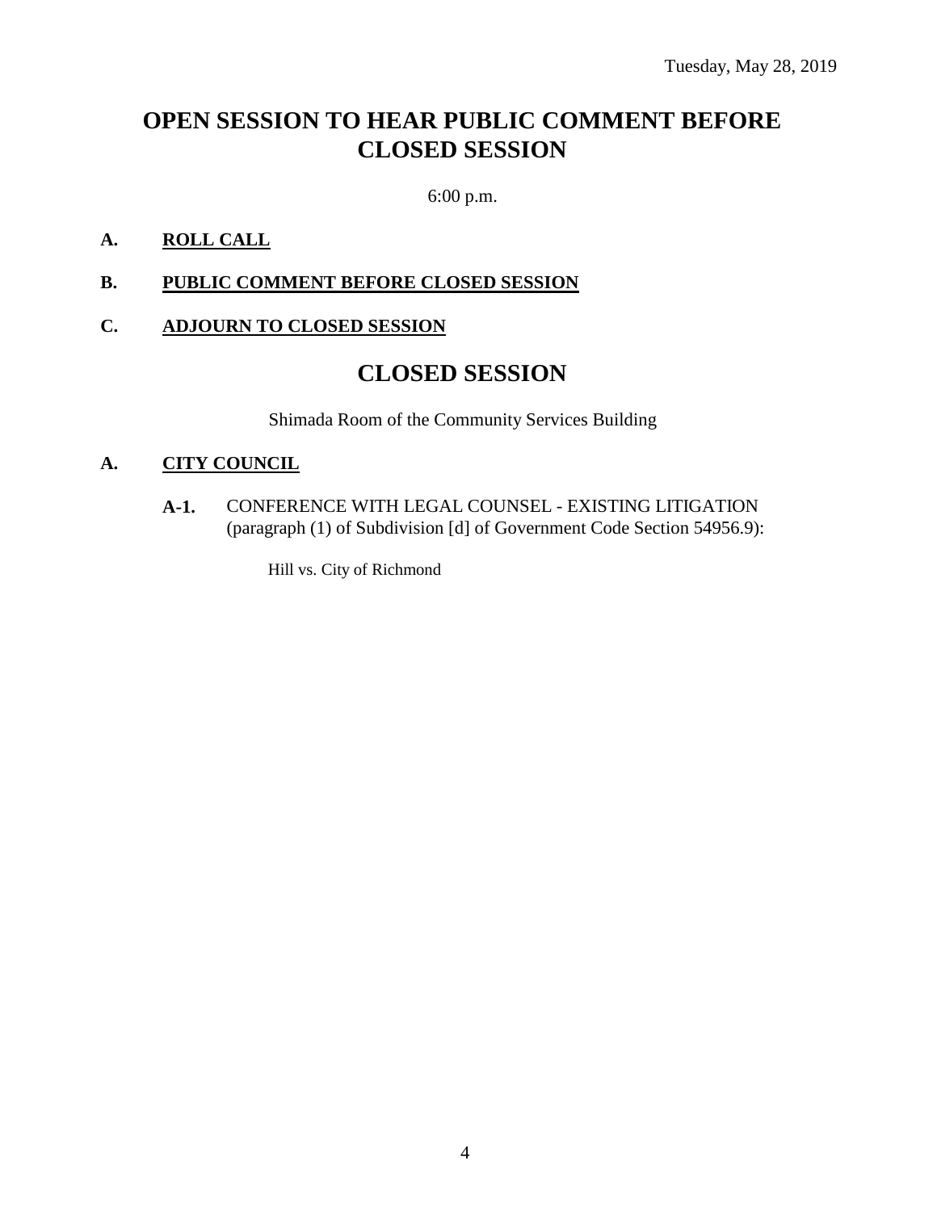Tuesday, May 28, 2019

# OPEN SESSION TO HEAR PUBLIC COMMENT BEFORE CLOSED SESSION

6:00 p.m.

**A. ROLL CALL**

**B. PUBLIC COMMENT BEFORE CLOSED SESSION**

**C. ADJOURN TO CLOSED SESSION**

# CLOSED SESSION

Shimada Room of the Community Services Building

**A. CITY COUNCIL**

**A-1.** CONFERENCE WITH LEGAL COUNSEL - EXISTING LITIGATION (paragraph (1) of Subdivision [d] of Government Code Section 54956.9):

Hill vs. City of Richmond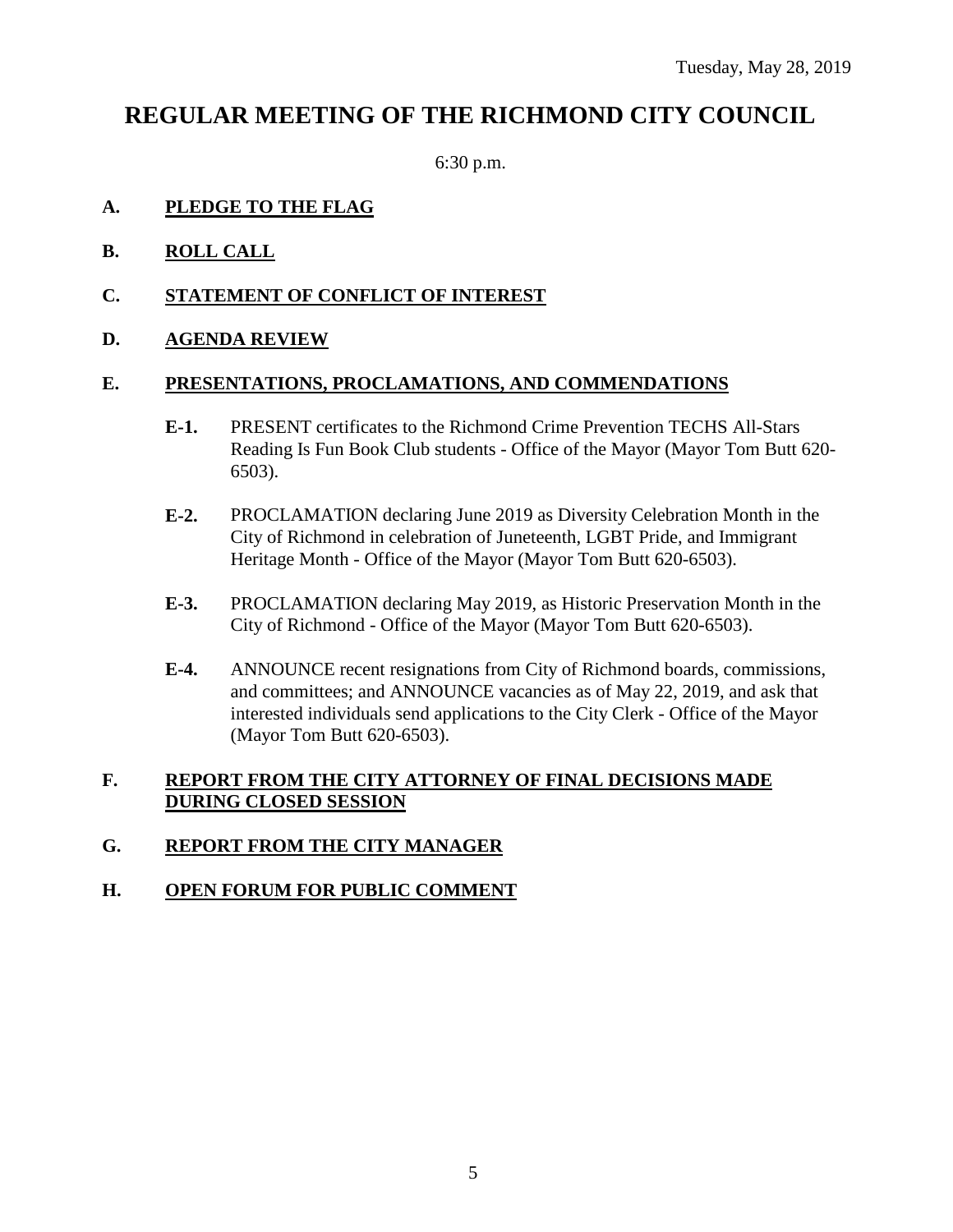Tuesday, May 28, 2019

# REGULAR MEETING OF THE RICHMOND CITY COUNCIL

6:30 p.m.

**A. PLEDGE TO THE FLAG**

**B. ROLL CALL**

**C. STATEMENT OF CONFLICT OF INTEREST**

**D. AGENDA REVIEW**

**E. PRESENTATIONS, PROCLAMATIONS, AND COMMENDATIONS**

**E-1.** PRESENT certificates to the Richmond Crime Prevention TECHS All-Stars Reading Is Fun Book Club students - Office of the Mayor (Mayor Tom Butt 620-6503).

**E-2.** PROCLAMATION declaring June 2019 as Diversity Celebration Month in the City of Richmond in celebration of Juneteenth, LGBT Pride, and Immigrant Heritage Month - Office of the Mayor (Mayor Tom Butt 620-6503).

**E-3.** PROCLAMATION declaring May 2019, as Historic Preservation Month in the City of Richmond - Office of the Mayor (Mayor Tom Butt 620-6503).

**E-4.** ANNOUNCE recent resignations from City of Richmond boards, commissions, and committees; and ANNOUNCE vacancies as of May 22, 2019, and ask that interested individuals send applications to the City Clerk - Office of the Mayor (Mayor Tom Butt 620-6503).

**F. REPORT FROM THE CITY ATTORNEY OF FINAL DECISIONS MADE DURING CLOSED SESSION**

**G. REPORT FROM THE CITY MANAGER**

**H. OPEN FORUM FOR PUBLIC COMMENT**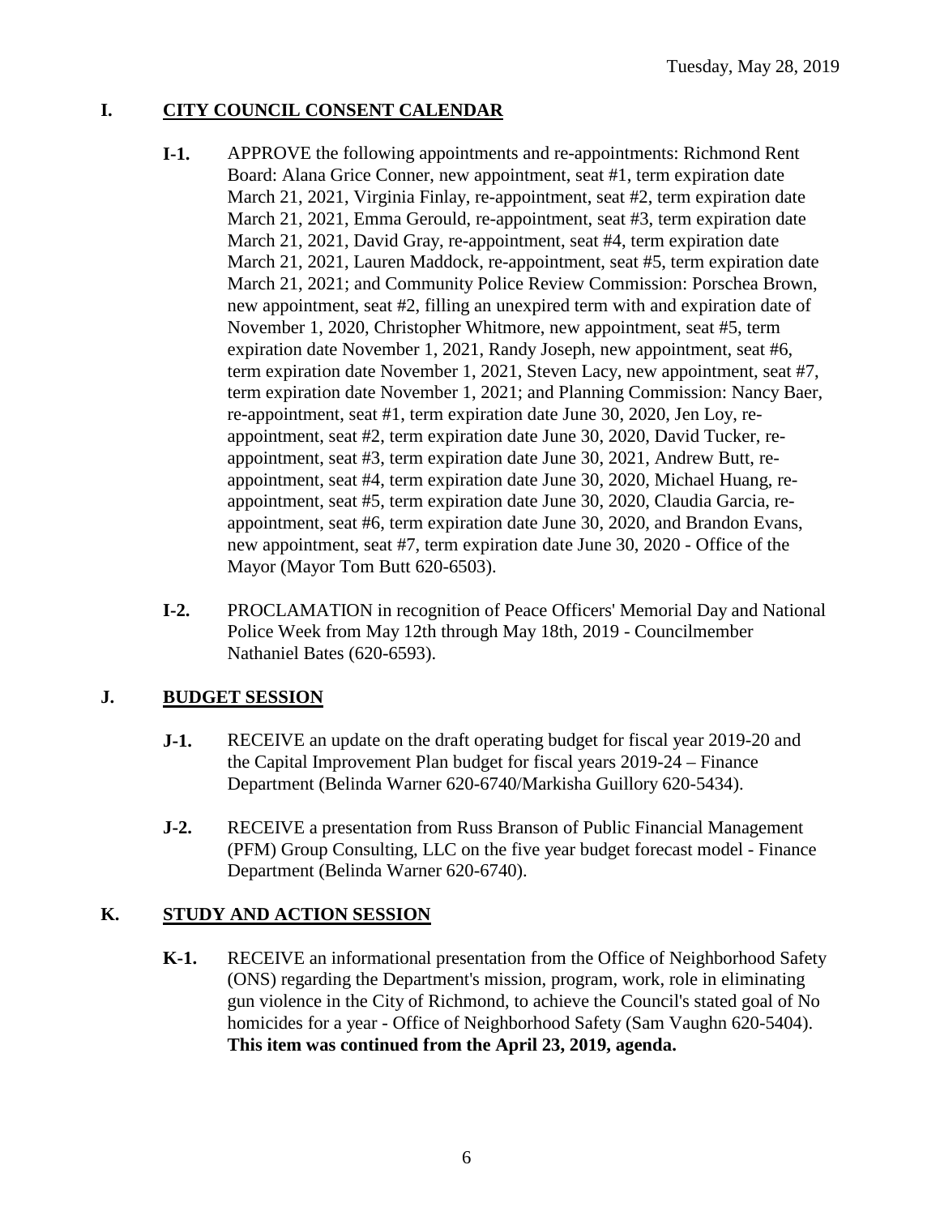## I. CITY COUNCIL CONSENT CALENDAR

**I-1.** APPROVE the following appointments and re-appointments: Richmond Rent Board: Alana Grice Conner, new appointment, seat #1, term expiration date March 21, 2021, Virginia Finlay, re-appointment, seat #2, term expiration date March 21, 2021, Emma Gerould, re-appointment, seat #3, term expiration date March 21, 2021, David Gray, re-appointment, seat #4, term expiration date March 21, 2021, Lauren Maddock, re-appointment, seat #5, term expiration date March 21, 2021; and Community Police Review Commission: Porschea Brown, new appointment, seat #2, filling an unexpired term with and expiration date of November 1, 2020, Christopher Whitmore, new appointment, seat #5, term expiration date November 1, 2021, Randy Joseph, new appointment, seat #6, term expiration date November 1, 2021, Steven Lacy, new appointment, seat #7, term expiration date November 1, 2021; and Planning Commission: Nancy Baer, re-appointment, seat #1, term expiration date June 30, 2020, Jen Loy, re-appointment, seat #2, term expiration date June 30, 2020, David Tucker, re-appointment, seat #3, term expiration date June 30, 2021, Andrew Butt, re-appointment, seat #4, term expiration date June 30, 2020, Michael Huang, re-appointment, seat #5, term expiration date June 30, 2020, Claudia Garcia, re-appointment, seat #6, term expiration date June 30, 2020, and Brandon Evans, new appointment, seat #7, term expiration date June 30, 2020 - Office of the Mayor (Mayor Tom Butt 620-6503).

**I-2.** PROCLAMATION in recognition of Peace Officers' Memorial Day and National Police Week from May 12th through May 18th, 2019 - Councilmember Nathaniel Bates (620-6593).

## J. BUDGET SESSION

**J-1.** RECEIVE an update on the draft operating budget for fiscal year 2019-20 and the Capital Improvement Plan budget for fiscal years 2019-24 – Finance Department (Belinda Warner 620-6740/Markisha Guillory 620-5434).

**J-2.** RECEIVE a presentation from Russ Branson of Public Financial Management (PFM) Group Consulting, LLC on the five year budget forecast model - Finance Department (Belinda Warner 620-6740).

## K. STUDY AND ACTION SESSION

**K-1.** RECEIVE an informational presentation from the Office of Neighborhood Safety (ONS) regarding the Department's mission, program, work, role in eliminating gun violence in the City of Richmond, to achieve the Council's stated goal of No homicides for a year - Office of Neighborhood Safety (Sam Vaughn 620-5404). **This item was continued from the April 23, 2019, agenda.**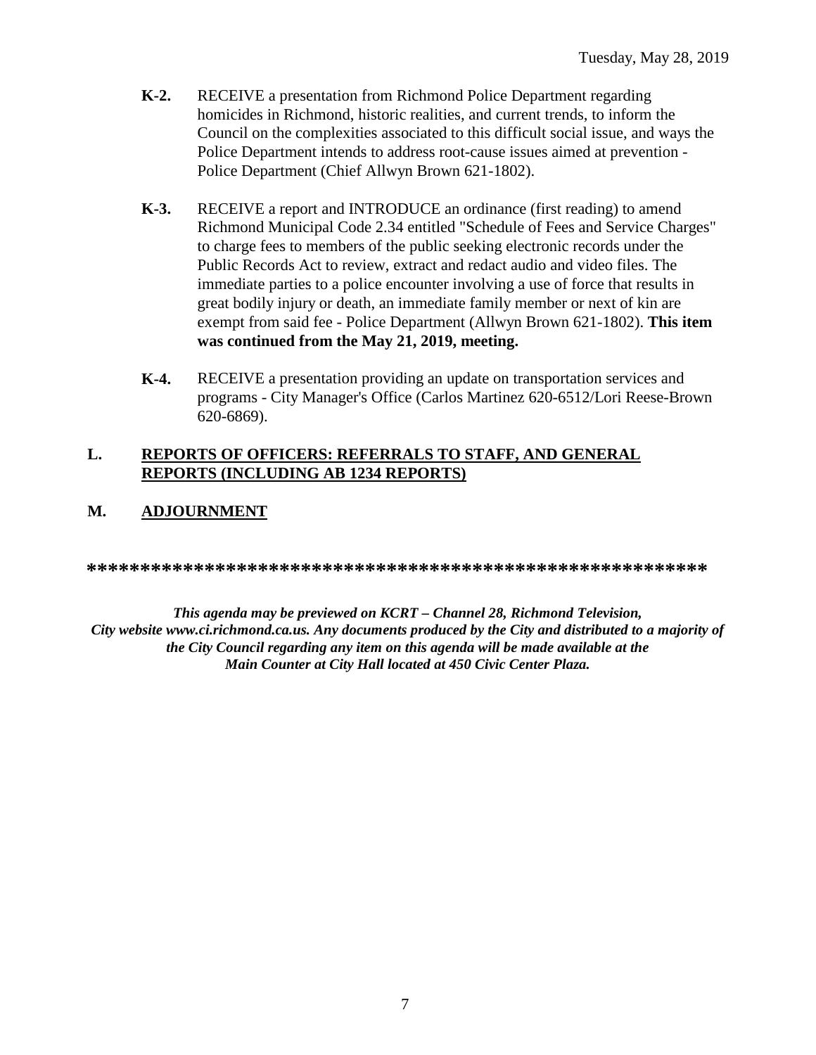**K-2.** RECEIVE a presentation from Richmond Police Department regarding homicides in Richmond, historic realities, and current trends, to inform the Council on the complexities associated to this difficult social issue, and ways the Police Department intends to address root-cause issues aimed at prevention - Police Department (Chief Allwyn Brown 621-1802).

**K-3.** RECEIVE a report and INTRODUCE an ordinance (first reading) to amend Richmond Municipal Code 2.34 entitled "Schedule of Fees and Service Charges" to charge fees to members of the public seeking electronic records under the Public Records Act to review, extract and redact audio and video files. The immediate parties to a police encounter involving a use of force that results in great bodily injury or death, an immediate family member or next of kin are exempt from said fee - Police Department (Allwyn Brown 621-1802). **This item was continued from the May 21, 2019, meeting.**

**K-4.** RECEIVE a presentation providing an update on transportation services and programs - City Manager's Office (Carlos Martinez 620-6512/Lori Reese-Brown 620-6869).

## L. REPORTS OF OFFICERS: REFERRALS TO STAFF, AND GENERAL REPORTS (INCLUDING AB 1234 REPORTS)

## M. ADJOURNMENT

**************************************************************

***This agenda may be previewed on KCRT – Channel 28, Richmond Television, City website www.ci.richmond.ca.us. Any documents produced by the City and distributed to a majority of the City Council regarding any item on this agenda will be made available at the Main Counter at City Hall located at 450 Civic Center Plaza.***